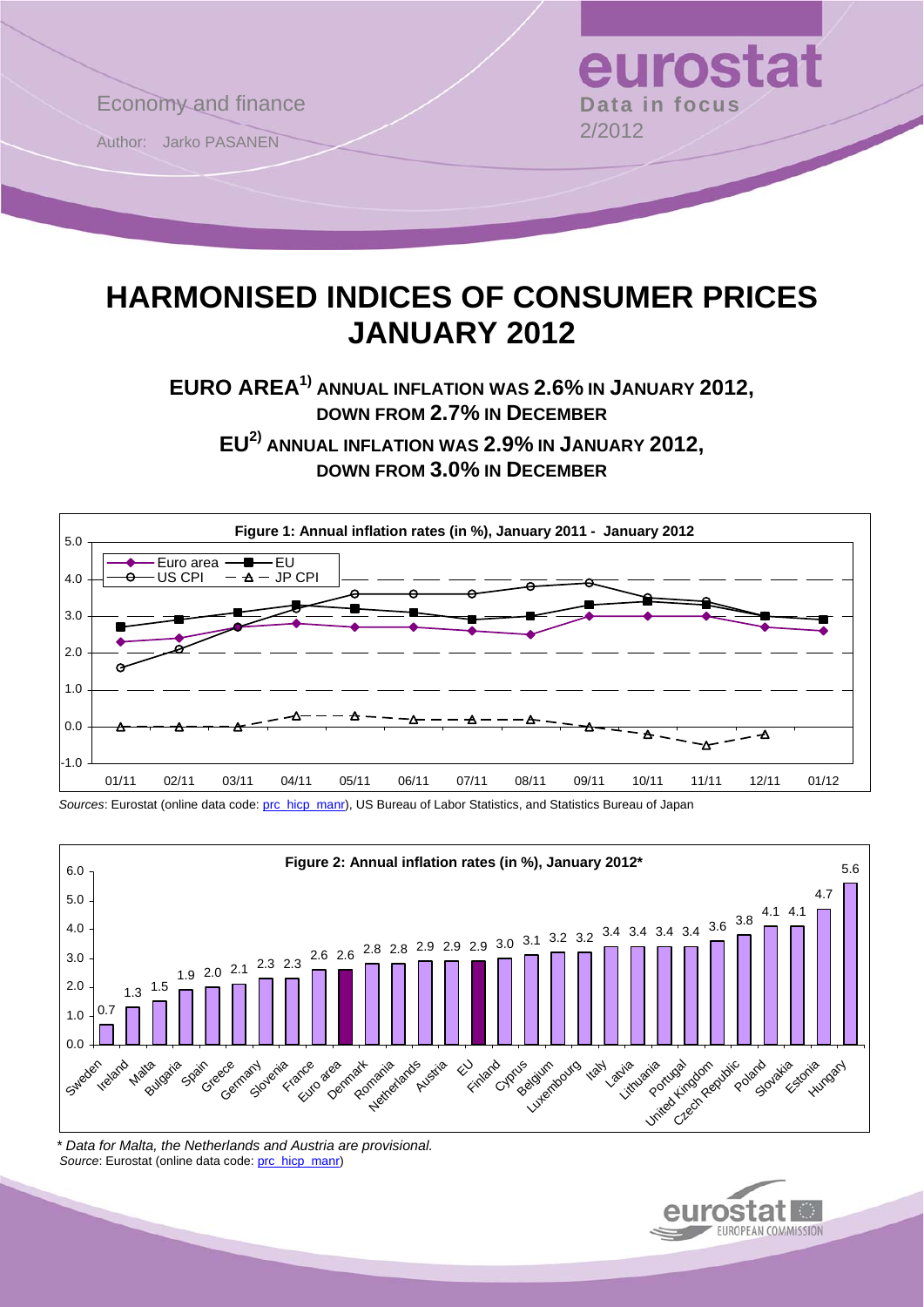Economy and finance

Author: Jarko PASANEN

**eurostat**
**Data in focus**
2/2012

# HARMONISED INDICES OF CONSUMER PRICES JANUARY 2012

## EURO AREA[1] ANNUAL INFLATION WAS 2.6% IN JANUARY 2012, DOWN FROM 2.7% IN DECEMBER

## EU[2] ANNUAL INFLATION WAS 2.9% IN JANUARY 2012, DOWN FROM 3.0% IN DECEMBER

**Figure 1: Annual inflation rates (in %), January 2011 - January 2012**

*Sources*: Eurostat (online data code: prc_hicp_manr), US Bureau of Labor Statistics, and Statistics Bureau of Japan

**Figure 2: Annual inflation rates (in %), January 2012***

| Country | Rate |
|---|---|
| Sweden | 0.7 |
| Ireland | 1.3 |
| Malta | 1.5 |
| Bulgaria | 1.9 |
| Spain | 2.0 |
| Greece | 2.1 |
| Germany | 2.3 |
| Slovenia | 2.3 |
| France | 2.6 |
| Euro area | 2.6 |
| Denmark | 2.8 |
| Romania | 2.8 |
| Netherlands | 2.9 |
| Austria | 2.9 |
| EU | 2.9 |
| Finland | 3.0 |
| Cyprus | 3.1 |
| Belgium | 3.2 |
| Luxembourg | 3.2 |
| Italy | 3.4 |
| Latvia | 3.4 |
| Lithuania | 3.4 |
| Portugal | 3.4 |
| United Kingdom | 3.6 |
| Czech Republic | 3.8 |
| Poland | 4.1 |
| Slovakia | 4.1 |
| Estonia | 4.7 |
| Hungary | 5.6 |

*\* Data for Malta, the Netherlands and Austria are provisional.*
*Source*: Eurostat (online data code: prc_hicp_manr)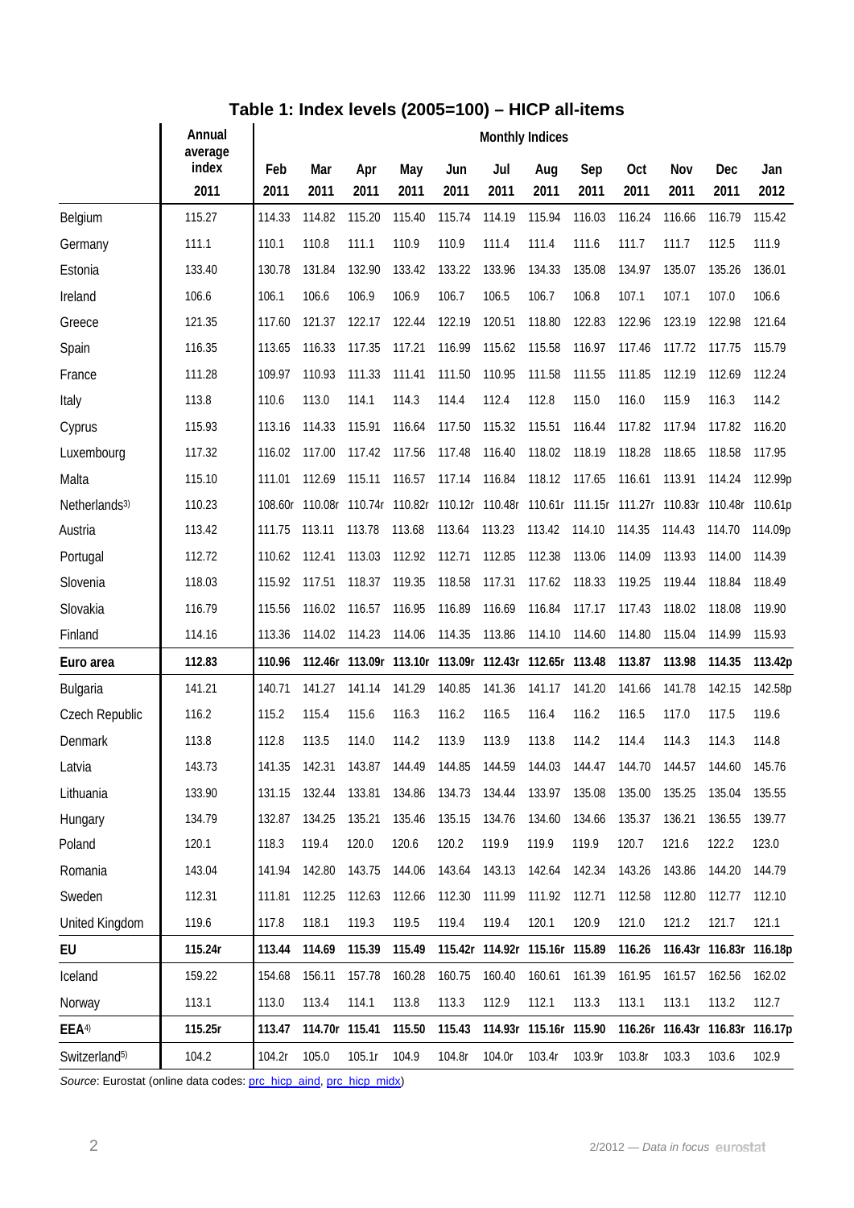## Table 1: Index levels (2005=100) – HICP all-items

| | Annual average index | Monthly Indices | | | | | | | | | | | |
|---|---|---|---|---|---|---|---|---|---|---|---|---|---|
| | 2011 | Feb 2011 | Mar 2011 | Apr 2011 | May 2011 | Jun 2011 | Jul 2011 | Aug 2011 | Sep 2011 | Oct 2011 | Nov 2011 | Dec 2011 | Jan 2012 |
| Belgium | 115.27 | 114.33 | 114.82 | 115.20 | 115.40 | 115.74 | 114.19 | 115.94 | 116.03 | 116.24 | 116.66 | 116.79 | 115.42 |
| Germany | 111.1 | 110.1 | 110.8 | 111.1 | 110.9 | 110.9 | 111.4 | 111.4 | 111.6 | 111.7 | 111.7 | 112.5 | 111.9 |
| Estonia | 133.40 | 130.78 | 131.84 | 132.90 | 133.42 | 133.22 | 133.96 | 134.33 | 135.08 | 134.97 | 135.07 | 135.26 | 136.01 |
| Ireland | 106.6 | 106.1 | 106.6 | 106.9 | 106.9 | 106.7 | 106.5 | 106.7 | 106.8 | 107.1 | 107.1 | 107.0 | 106.6 |
| Greece | 121.35 | 117.60 | 121.37 | 122.17 | 122.44 | 122.19 | 120.51 | 118.80 | 122.83 | 122.96 | 123.19 | 122.98 | 121.64 |
| Spain | 116.35 | 113.65 | 116.33 | 117.35 | 117.21 | 116.99 | 115.62 | 115.58 | 116.97 | 117.46 | 117.72 | 117.75 | 115.79 |
| France | 111.28 | 109.97 | 110.93 | 111.33 | 111.41 | 111.50 | 110.95 | 111.58 | 111.55 | 111.85 | 112.19 | 112.69 | 112.24 |
| Italy | 113.8 | 110.6 | 113.0 | 114.1 | 114.3 | 114.4 | 112.4 | 112.8 | 115.0 | 116.0 | 115.9 | 116.3 | 114.2 |
| Cyprus | 115.93 | 113.16 | 114.33 | 115.91 | 116.64 | 117.50 | 115.32 | 115.51 | 116.44 | 117.82 | 117.94 | 117.82 | 116.20 |
| Luxembourg | 117.32 | 116.02 | 117.00 | 117.42 | 117.56 | 117.48 | 116.40 | 118.02 | 118.19 | 118.28 | 118.65 | 118.58 | 117.95 |
| Malta | 115.10 | 111.01 | 112.69 | 115.11 | 116.57 | 117.14 | 116.84 | 118.12 | 117.65 | 116.61 | 113.91 | 114.24 | 112.99p |
| Netherlands[3] | 110.23 | 108.60r | 110.08r | 110.74r | 110.82r | 110.12r | 110.48r | 110.61r | 111.15r | 111.27r | 110.83r | 110.48r | 110.61p |
| Austria | 113.42 | 111.75 | 113.11 | 113.78 | 113.68 | 113.64 | 113.23 | 113.42 | 114.10 | 114.35 | 114.43 | 114.70 | 114.09p |
| Portugal | 112.72 | 110.62 | 112.41 | 113.03 | 112.92 | 112.71 | 112.85 | 112.38 | 113.06 | 114.09 | 113.93 | 114.00 | 114.39 |
| Slovenia | 118.03 | 115.92 | 117.51 | 118.37 | 119.35 | 118.58 | 117.31 | 117.62 | 118.33 | 119.25 | 119.44 | 118.84 | 118.49 |
| Slovakia | 116.79 | 115.56 | 116.02 | 116.57 | 116.95 | 116.89 | 116.69 | 116.84 | 117.17 | 117.43 | 118.02 | 118.08 | 119.90 |
| Finland | 114.16 | 113.36 | 114.02 | 114.23 | 114.06 | 114.35 | 113.86 | 114.10 | 114.60 | 114.80 | 115.04 | 114.99 | 115.93 |
| **Euro area** | **112.83** | **110.96** | **112.46r** | **113.09r** | **113.10r** | **113.09r** | **112.43r** | **112.65r** | **113.48** | **113.87** | **113.98** | **114.35** | **113.42p** |
| Bulgaria | 141.21 | 140.71 | 141.27 | 141.14 | 141.29 | 140.85 | 141.36 | 141.17 | 141.20 | 141.66 | 141.78 | 142.15 | 142.58p |
| Czech Republic | 116.2 | 115.2 | 115.4 | 115.6 | 116.3 | 116.2 | 116.5 | 116.4 | 116.2 | 116.5 | 117.0 | 117.5 | 119.6 |
| Denmark | 113.8 | 112.8 | 113.5 | 114.0 | 114.2 | 113.9 | 113.9 | 113.8 | 114.2 | 114.4 | 114.3 | 114.3 | 114.8 |
| Latvia | 143.73 | 141.35 | 142.31 | 143.87 | 144.49 | 144.85 | 144.59 | 144.03 | 144.47 | 144.70 | 144.57 | 144.60 | 145.76 |
| Lithuania | 133.90 | 131.15 | 132.44 | 133.81 | 134.86 | 134.73 | 134.44 | 133.97 | 135.08 | 135.00 | 135.25 | 135.04 | 135.55 |
| Hungary | 134.79 | 132.87 | 134.25 | 135.21 | 135.46 | 135.15 | 134.76 | 134.60 | 134.66 | 135.37 | 136.21 | 136.55 | 139.77 |
| Poland | 120.1 | 118.3 | 119.4 | 120.0 | 120.6 | 120.2 | 119.9 | 119.9 | 119.9 | 120.7 | 121.6 | 122.2 | 123.0 |
| Romania | 143.04 | 141.94 | 142.80 | 143.75 | 144.06 | 143.64 | 143.13 | 142.64 | 142.34 | 143.26 | 143.86 | 144.20 | 144.79 |
| Sweden | 112.31 | 111.81 | 112.25 | 112.63 | 112.66 | 112.30 | 111.99 | 111.92 | 112.71 | 112.58 | 112.80 | 112.77 | 112.10 |
| United Kingdom | 119.6 | 117.8 | 118.1 | 119.3 | 119.5 | 119.4 | 119.4 | 120.1 | 120.9 | 121.0 | 121.2 | 121.7 | 121.1 |
| **EU** | **115.24r** | **113.44** | **114.69** | **115.39** | **115.49** | **115.42r** | **114.92r** | **115.16r** | **115.89** | **116.26** | **116.43r** | **116.83r** | **116.18p** |
| Iceland | 159.22 | 154.68 | 156.11 | 157.78 | 160.28 | 160.75 | 160.40 | 160.61 | 161.39 | 161.95 | 161.57 | 162.56 | 162.02 |
| Norway | 113.1 | 113.0 | 113.4 | 114.1 | 113.8 | 113.3 | 112.9 | 112.1 | 113.3 | 113.1 | 113.1 | 113.2 | 112.7 |
| **EEA[4]** | **115.25r** | **113.47** | **114.70r** | **115.41** | **115.50** | **115.43** | **114.93r** | **115.16r** | **115.90** | **116.26r** | **116.43r** | **116.83r** | **116.17p** |
| Switzerland[5] | 104.2 | 104.2r | 105.0 | 105.1r | 104.9 | 104.8r | 104.0r | 103.4r | 103.9r | 103.8r | 103.3 | 103.6 | 102.9 |

*Source*: Eurostat (online data codes: prc_hicp_aind, prc_hicp_midx)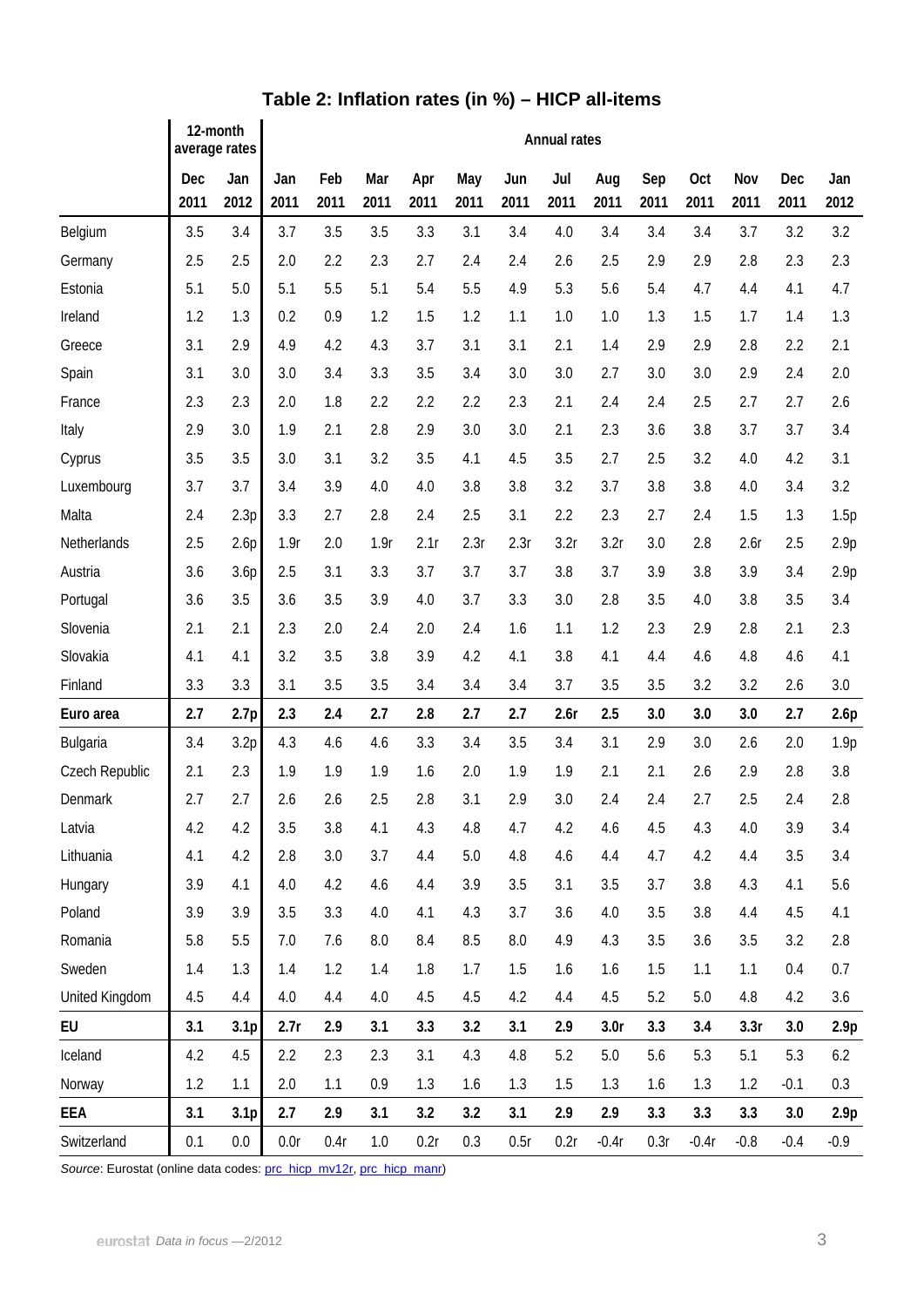## Table 2: Inflation rates (in %) – HICP all-items

| | 12-month average rates | | Annual rates | | | | | | | | | | | | |
|---|---|---|---|---|---|---|---|---|---|---|---|---|---|---|---|
| | Dec 2011 | Jan 2012 | Jan 2011 | Feb 2011 | Mar 2011 | Apr 2011 | May 2011 | Jun 2011 | Jul 2011 | Aug 2011 | Sep 2011 | Oct 2011 | Nov 2011 | Dec 2011 | Jan 2012 |
| Belgium | 3.5 | 3.4 | 3.7 | 3.5 | 3.5 | 3.3 | 3.1 | 3.4 | 4.0 | 3.4 | 3.4 | 3.4 | 3.7 | 3.2 | 3.2 |
| Germany | 2.5 | 2.5 | 2.0 | 2.2 | 2.3 | 2.7 | 2.4 | 2.4 | 2.6 | 2.5 | 2.9 | 2.9 | 2.8 | 2.3 | 2.3 |
| Estonia | 5.1 | 5.0 | 5.1 | 5.5 | 5.1 | 5.4 | 5.5 | 4.9 | 5.3 | 5.6 | 5.4 | 4.7 | 4.4 | 4.1 | 4.7 |
| Ireland | 1.2 | 1.3 | 0.2 | 0.9 | 1.2 | 1.5 | 1.2 | 1.1 | 1.0 | 1.0 | 1.3 | 1.5 | 1.7 | 1.4 | 1.3 |
| Greece | 3.1 | 2.9 | 4.9 | 4.2 | 4.3 | 3.7 | 3.1 | 3.1 | 2.1 | 1.4 | 2.9 | 2.9 | 2.8 | 2.2 | 2.1 |
| Spain | 3.1 | 3.0 | 3.0 | 3.4 | 3.3 | 3.5 | 3.4 | 3.0 | 3.0 | 2.7 | 3.0 | 3.0 | 2.9 | 2.4 | 2.0 |
| France | 2.3 | 2.3 | 2.0 | 1.8 | 2.2 | 2.2 | 2.2 | 2.3 | 2.1 | 2.4 | 2.4 | 2.5 | 2.7 | 2.7 | 2.6 |
| Italy | 2.9 | 3.0 | 1.9 | 2.1 | 2.8 | 2.9 | 3.0 | 3.0 | 2.1 | 2.3 | 3.6 | 3.8 | 3.7 | 3.7 | 3.4 |
| Cyprus | 3.5 | 3.5 | 3.0 | 3.1 | 3.2 | 3.5 | 4.1 | 4.5 | 3.5 | 2.7 | 2.5 | 3.2 | 4.0 | 4.2 | 3.1 |
| Luxembourg | 3.7 | 3.7 | 3.4 | 3.9 | 4.0 | 4.0 | 3.8 | 3.8 | 3.2 | 3.7 | 3.8 | 3.8 | 4.0 | 3.4 | 3.2 |
| Malta | 2.4 | 2.3p | 3.3 | 2.7 | 2.8 | 2.4 | 2.5 | 3.1 | 2.2 | 2.3 | 2.7 | 2.4 | 1.5 | 1.3 | 1.5p |
| Netherlands | 2.5 | 2.6p | 1.9r | 2.0 | 1.9r | 2.1r | 2.3r | 2.3r | 3.2r | 3.2r | 3.0 | 2.8 | 2.6r | 2.5 | 2.9p |
| Austria | 3.6 | 3.6p | 2.5 | 3.1 | 3.3 | 3.7 | 3.7 | 3.7 | 3.8 | 3.7 | 3.9 | 3.8 | 3.9 | 3.4 | 2.9p |
| Portugal | 3.6 | 3.5 | 3.6 | 3.5 | 3.9 | 4.0 | 3.7 | 3.3 | 3.0 | 2.8 | 3.5 | 4.0 | 3.8 | 3.5 | 3.4 |
| Slovenia | 2.1 | 2.1 | 2.3 | 2.0 | 2.4 | 2.0 | 2.4 | 1.6 | 1.1 | 1.2 | 2.3 | 2.9 | 2.8 | 2.1 | 2.3 |
| Slovakia | 4.1 | 4.1 | 3.2 | 3.5 | 3.8 | 3.9 | 4.2 | 4.1 | 3.8 | 4.1 | 4.4 | 4.6 | 4.8 | 4.6 | 4.1 |
| Finland | 3.3 | 3.3 | 3.1 | 3.5 | 3.5 | 3.4 | 3.4 | 3.4 | 3.7 | 3.5 | 3.5 | 3.2 | 3.2 | 2.6 | 3.0 |
| **Euro area** | **2.7** | **2.7p** | **2.3** | **2.4** | **2.7** | **2.8** | **2.7** | **2.7** | **2.6r** | **2.5** | **3.0** | **3.0** | **3.0** | **2.7** | **2.6p** |
| Bulgaria | 3.4 | 3.2p | 4.3 | 4.6 | 4.6 | 3.3 | 3.4 | 3.5 | 3.4 | 3.1 | 2.9 | 3.0 | 2.6 | 2.0 | 1.9p |
| Czech Republic | 2.1 | 2.3 | 1.9 | 1.9 | 1.9 | 1.6 | 2.0 | 1.9 | 1.9 | 2.1 | 2.1 | 2.6 | 2.9 | 2.8 | 3.8 |
| Denmark | 2.7 | 2.7 | 2.6 | 2.6 | 2.5 | 2.8 | 3.1 | 2.9 | 3.0 | 2.4 | 2.4 | 2.7 | 2.5 | 2.4 | 2.8 |
| Latvia | 4.2 | 4.2 | 3.5 | 3.8 | 4.1 | 4.3 | 4.8 | 4.7 | 4.2 | 4.6 | 4.5 | 4.3 | 4.0 | 3.9 | 3.4 |
| Lithuania | 4.1 | 4.2 | 2.8 | 3.0 | 3.7 | 4.4 | 5.0 | 4.8 | 4.6 | 4.4 | 4.7 | 4.2 | 4.4 | 3.5 | 3.4 |
| Hungary | 3.9 | 4.1 | 4.0 | 4.2 | 4.6 | 4.4 | 3.9 | 3.5 | 3.1 | 3.5 | 3.7 | 3.8 | 4.3 | 4.1 | 5.6 |
| Poland | 3.9 | 3.9 | 3.5 | 3.3 | 4.0 | 4.1 | 4.3 | 3.7 | 3.6 | 4.0 | 3.5 | 3.8 | 4.4 | 4.5 | 4.1 |
| Romania | 5.8 | 5.5 | 7.0 | 7.6 | 8.0 | 8.4 | 8.5 | 8.0 | 4.9 | 4.3 | 3.5 | 3.6 | 3.5 | 3.2 | 2.8 |
| Sweden | 1.4 | 1.3 | 1.4 | 1.2 | 1.4 | 1.8 | 1.7 | 1.5 | 1.6 | 1.6 | 1.5 | 1.1 | 1.1 | 0.4 | 0.7 |
| United Kingdom | 4.5 | 4.4 | 4.0 | 4.4 | 4.0 | 4.5 | 4.5 | 4.2 | 4.4 | 4.5 | 5.2 | 5.0 | 4.8 | 4.2 | 3.6 |
| **EU** | **3.1** | **3.1p** | **2.7r** | **2.9** | **3.1** | **3.3** | **3.2** | **3.1** | **2.9** | **3.0r** | **3.3** | **3.4** | **3.3r** | **3.0** | **2.9p** |
| Iceland | 4.2 | 4.5 | 2.2 | 2.3 | 2.3 | 3.1 | 4.3 | 4.8 | 5.2 | 5.0 | 5.6 | 5.3 | 5.1 | 5.3 | 6.2 |
| Norway | 1.2 | 1.1 | 2.0 | 1.1 | 0.9 | 1.3 | 1.6 | 1.3 | 1.5 | 1.3 | 1.6 | 1.3 | 1.2 | -0.1 | 0.3 |
| **EEA** | **3.1** | **3.1p** | **2.7** | **2.9** | **3.1** | **3.2** | **3.2** | **3.1** | **2.9** | **2.9** | **3.3** | **3.3** | **3.3** | **3.0** | **2.9p** |
| Switzerland | 0.1 | 0.0 | 0.0r | 0.4r | 1.0 | 0.2r | 0.3 | 0.5r | 0.2r | -0.4r | 0.3r | -0.4r | -0.8 | -0.4 | -0.9 |

*Source*: Eurostat (online data codes: prc_hicp_mv12r, prc_hicp_manr)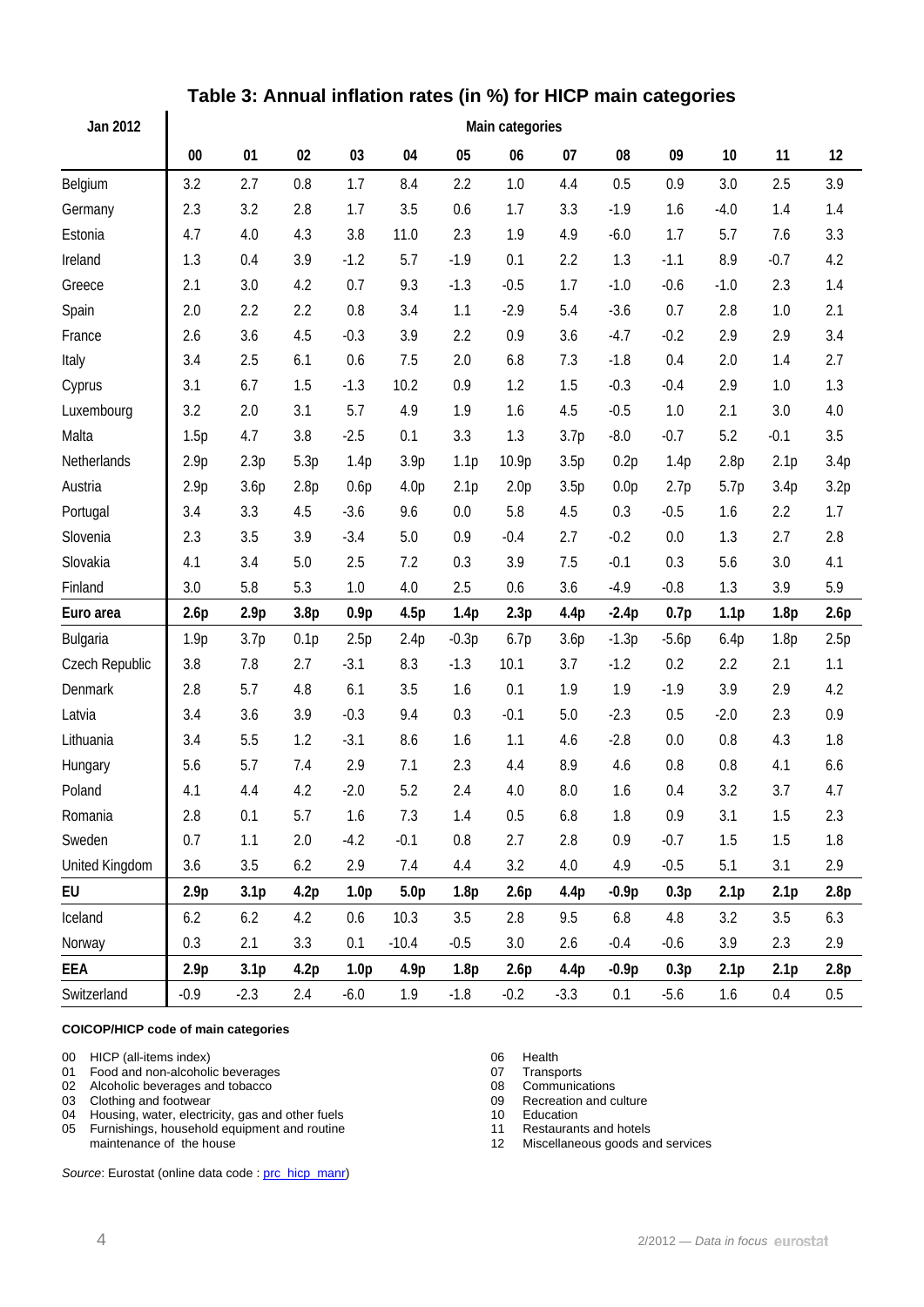## Table 3: Annual inflation rates (in %) for HICP main categories

| Jan 2012 | Main categories | | | | | | | | | | | | |
|---|---|---|---|---|---|---|---|---|---|---|---|---|---|
| | 00 | 01 | 02 | 03 | 04 | 05 | 06 | 07 | 08 | 09 | 10 | 11 | 12 |
| Belgium | 3.2 | 2.7 | 0.8 | 1.7 | 8.4 | 2.2 | 1.0 | 4.4 | 0.5 | 0.9 | 3.0 | 2.5 | 3.9 |
| Germany | 2.3 | 3.2 | 2.8 | 1.7 | 3.5 | 0.6 | 1.7 | 3.3 | -1.9 | 1.6 | -4.0 | 1.4 | 1.4 |
| Estonia | 4.7 | 4.0 | 4.3 | 3.8 | 11.0 | 2.3 | 1.9 | 4.9 | -6.0 | 1.7 | 5.7 | 7.6 | 3.3 |
| Ireland | 1.3 | 0.4 | 3.9 | -1.2 | 5.7 | -1.9 | 0.1 | 2.2 | 1.3 | -1.1 | 8.9 | -0.7 | 4.2 |
| Greece | 2.1 | 3.0 | 4.2 | 0.7 | 9.3 | -1.3 | -0.5 | 1.7 | -1.0 | -0.6 | -1.0 | 2.3 | 1.4 |
| Spain | 2.0 | 2.2 | 2.2 | 0.8 | 3.4 | 1.1 | -2.9 | 5.4 | -3.6 | 0.7 | 2.8 | 1.0 | 2.1 |
| France | 2.6 | 3.6 | 4.5 | -0.3 | 3.9 | 2.2 | 0.9 | 3.6 | -4.7 | -0.2 | 2.9 | 2.9 | 3.4 |
| Italy | 3.4 | 2.5 | 6.1 | 0.6 | 7.5 | 2.0 | 6.8 | 7.3 | -1.8 | 0.4 | 2.0 | 1.4 | 2.7 |
| Cyprus | 3.1 | 6.7 | 1.5 | -1.3 | 10.2 | 0.9 | 1.2 | 1.5 | -0.3 | -0.4 | 2.9 | 1.0 | 1.3 |
| Luxembourg | 3.2 | 2.0 | 3.1 | 5.7 | 4.9 | 1.9 | 1.6 | 4.5 | -0.5 | 1.0 | 2.1 | 3.0 | 4.0 |
| Malta | 1.5p | 4.7 | 3.8 | -2.5 | 0.1 | 3.3 | 1.3 | 3.7p | -8.0 | -0.7 | 5.2 | -0.1 | 3.5 |
| Netherlands | 2.9p | 2.3p | 5.3p | 1.4p | 3.9p | 1.1p | 10.9p | 3.5p | 0.2p | 1.4p | 2.8p | 2.1p | 3.4p |
| Austria | 2.9p | 3.6p | 2.8p | 0.6p | 4.0p | 2.1p | 2.0p | 3.5p | 0.0p | 2.7p | 5.7p | 3.4p | 3.2p |
| Portugal | 3.4 | 3.3 | 4.5 | -3.6 | 9.6 | 0.0 | 5.8 | 4.5 | 0.3 | -0.5 | 1.6 | 2.2 | 1.7 |
| Slovenia | 2.3 | 3.5 | 3.9 | -3.4 | 5.0 | 0.9 | -0.4 | 2.7 | -0.2 | 0.0 | 1.3 | 2.7 | 2.8 |
| Slovakia | 4.1 | 3.4 | 5.0 | 2.5 | 7.2 | 0.3 | 3.9 | 7.5 | -0.1 | 0.3 | 5.6 | 3.0 | 4.1 |
| Finland | 3.0 | 5.8 | 5.3 | 1.0 | 4.0 | 2.5 | 0.6 | 3.6 | -4.9 | -0.8 | 1.3 | 3.9 | 5.9 |
| **Euro area** | **2.6p** | **2.9p** | **3.8p** | **0.9p** | **4.5p** | **1.4p** | **2.3p** | **4.4p** | **-2.4p** | **0.7p** | **1.1p** | **1.8p** | **2.6p** |
| Bulgaria | 1.9p | 3.7p | 0.1p | 2.5p | 2.4p | -0.3p | 6.7p | 3.6p | -1.3p | -5.6p | 6.4p | 1.8p | 2.5p |
| Czech Republic | 3.8 | 7.8 | 2.7 | -3.1 | 8.3 | -1.3 | 10.1 | 3.7 | -1.2 | 0.2 | 2.2 | 2.1 | 1.1 |
| Denmark | 2.8 | 5.7 | 4.8 | 6.1 | 3.5 | 1.6 | 0.1 | 1.9 | 1.9 | -1.9 | 3.9 | 2.9 | 4.2 |
| Latvia | 3.4 | 3.6 | 3.9 | -0.3 | 9.4 | 0.3 | -0.1 | 5.0 | -2.3 | 0.5 | -2.0 | 2.3 | 0.9 |
| Lithuania | 3.4 | 5.5 | 1.2 | -3.1 | 8.6 | 1.6 | 1.1 | 4.6 | -2.8 | 0.0 | 0.8 | 4.3 | 1.8 |
| Hungary | 5.6 | 5.7 | 7.4 | 2.9 | 7.1 | 2.3 | 4.4 | 8.9 | 4.6 | 0.8 | 0.8 | 4.1 | 6.6 |
| Poland | 4.1 | 4.4 | 4.2 | -2.0 | 5.2 | 2.4 | 4.0 | 8.0 | 1.6 | 0.4 | 3.2 | 3.7 | 4.7 |
| Romania | 2.8 | 0.1 | 5.7 | 1.6 | 7.3 | 1.4 | 0.5 | 6.8 | 1.8 | 0.9 | 3.1 | 1.5 | 2.3 |
| Sweden | 0.7 | 1.1 | 2.0 | -4.2 | -0.1 | 0.8 | 2.7 | 2.8 | 0.9 | -0.7 | 1.5 | 1.5 | 1.8 |
| United Kingdom | 3.6 | 3.5 | 6.2 | 2.9 | 7.4 | 4.4 | 3.2 | 4.0 | 4.9 | -0.5 | 5.1 | 3.1 | 2.9 |
| **EU** | **2.9p** | **3.1p** | **4.2p** | **1.0p** | **5.0p** | **1.8p** | **2.6p** | **4.4p** | **-0.9p** | **0.3p** | **2.1p** | **2.1p** | **2.8p** |
| Iceland | 6.2 | 6.2 | 4.2 | 0.6 | 10.3 | 3.5 | 2.8 | 9.5 | 6.8 | 4.8 | 3.2 | 3.5 | 6.3 |
| Norway | 0.3 | 2.1 | 3.3 | 0.1 | -10.4 | -0.5 | 3.0 | 2.6 | -0.4 | -0.6 | 3.9 | 2.3 | 2.9 |
| **EEA** | **2.9p** | **3.1p** | **4.2p** | **1.0p** | **4.9p** | **1.8p** | **2.6p** | **4.4p** | **-0.9p** | **0.3p** | **2.1p** | **2.1p** | **2.8p** |
| Switzerland | -0.9 | -2.3 | 2.4 | -6.0 | 1.9 | -1.8 | -0.2 | -3.3 | 0.1 | -5.6 | 1.6 | 0.4 | 0.5 |

**COICOP/HICP code of main categories**

- 00 HICP (all-items index)
- 01 Food and non-alcoholic beverages
- 02 Alcoholic beverages and tobacco
- 03 Clothing and footwear
- 04 Housing, water, electricity, gas and other fuels
- 05 Furnishings, household equipment and routine maintenance of the house
- 06 Health
- 07 Transports
- 08 Communications
- 09 Recreation and culture
- 10 Education
- 11 Restaurants and hotels
- 12 Miscellaneous goods and services

*Source*: Eurostat (online data code : prc_hicp_manr)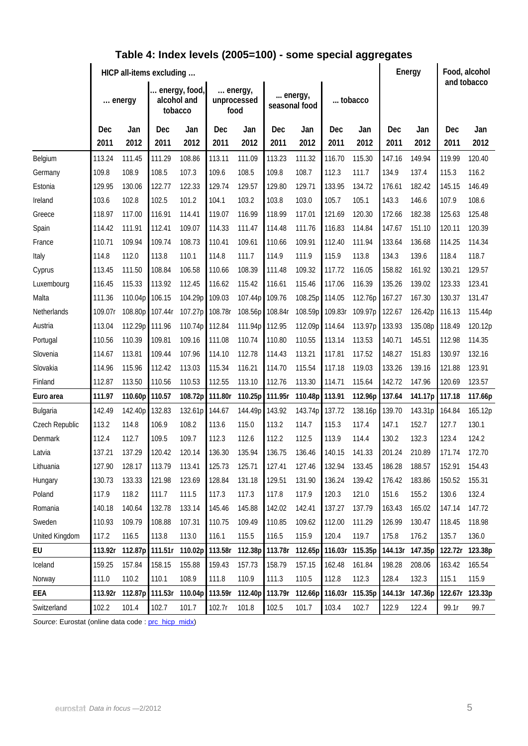## Table 4: Index levels (2005=100) - some special aggregates

| | HICP all-items excluding … | | | | | | | | | | Energy | | Food, alcohol and tobacco | |
|---|---|---|---|---|---|---|---|---|---|---|---|---|---|---|
| | … energy | | … energy, food, alcohol and tobacco | | … energy, unprocessed food | | … energy, seasonal food | | … tobacco | | | | | |
| | Dec 2011 | Jan 2012 | Dec 2011 | Jan 2012 | Dec 2011 | Jan 2012 | Dec 2011 | Jan 2012 | Dec 2011 | Jan 2012 | Dec 2011 | Jan 2012 | Dec 2011 | Jan 2012 |
| Belgium | 113.24 | 111.45 | 111.29 | 108.86 | 113.11 | 111.09 | 113.23 | 111.32 | 116.70 | 115.30 | 147.16 | 149.94 | 119.99 | 120.40 |
| Germany | 109.8 | 108.9 | 108.5 | 107.3 | 109.6 | 108.5 | 109.8 | 108.7 | 112.3 | 111.7 | 134.9 | 137.4 | 115.3 | 116.2 |
| Estonia | 129.95 | 130.06 | 122.77 | 122.33 | 129.74 | 129.57 | 129.80 | 129.71 | 133.95 | 134.72 | 176.61 | 182.42 | 145.15 | 146.49 |
| Ireland | 103.6 | 102.8 | 102.5 | 101.2 | 104.1 | 103.2 | 103.8 | 103.0 | 105.7 | 105.1 | 143.3 | 146.6 | 107.9 | 108.6 |
| Greece | 118.97 | 117.00 | 116.91 | 114.41 | 119.07 | 116.99 | 118.99 | 117.01 | 121.69 | 120.30 | 172.66 | 182.38 | 125.63 | 125.48 |
| Spain | 114.42 | 111.91 | 112.41 | 109.07 | 114.33 | 111.47 | 114.48 | 111.76 | 116.83 | 114.84 | 147.67 | 151.10 | 120.11 | 120.39 |
| France | 110.71 | 109.94 | 109.74 | 108.73 | 110.41 | 109.61 | 110.66 | 109.91 | 112.40 | 111.94 | 133.64 | 136.68 | 114.25 | 114.34 |
| Italy | 114.8 | 112.0 | 113.8 | 110.1 | 114.8 | 111.7 | 114.9 | 111.9 | 115.9 | 113.8 | 134.3 | 139.6 | 118.4 | 118.7 |
| Cyprus | 113.45 | 111.50 | 108.84 | 106.58 | 110.66 | 108.39 | 111.48 | 109.32 | 117.72 | 116.05 | 158.82 | 161.92 | 130.21 | 129.57 |
| Luxembourg | 116.45 | 115.33 | 113.92 | 112.45 | 116.62 | 115.42 | 116.61 | 115.46 | 117.06 | 116.39 | 135.26 | 139.02 | 123.33 | 123.41 |
| Malta | 111.36 | 110.04p | 106.15 | 104.29p | 109.03 | 107.44p | 109.76 | 108.25p | 114.05 | 112.76p | 167.27 | 167.30 | 130.37 | 131.47 |
| Netherlands | 109.07r | 108.80p | 107.44r | 107.27p | 108.78r | 108.56p | 108.84r | 108.59p | 109.83r | 109.97p | 122.67 | 126.42p | 116.13 | 115.44p |
| Austria | 113.04 | 112.29p | 111.96 | 110.74p | 112.84 | 111.94p | 112.95 | 112.09p | 114.64 | 113.97p | 133.93 | 135.08p | 118.49 | 120.12p |
| Portugal | 110.56 | 110.39 | 109.81 | 109.16 | 111.08 | 110.74 | 110.80 | 110.55 | 113.14 | 113.53 | 140.71 | 145.51 | 112.98 | 114.35 |
| Slovenia | 114.67 | 113.81 | 109.44 | 107.96 | 114.10 | 112.78 | 114.43 | 113.21 | 117.81 | 117.52 | 148.27 | 151.83 | 130.97 | 132.16 |
| Slovakia | 114.96 | 115.96 | 112.42 | 113.03 | 115.34 | 116.21 | 114.70 | 115.54 | 117.18 | 119.03 | 133.26 | 139.16 | 121.88 | 123.91 |
| Finland | 112.87 | 113.50 | 110.56 | 110.53 | 112.55 | 113.10 | 112.76 | 113.30 | 114.71 | 115.64 | 142.72 | 147.96 | 120.69 | 123.57 |
| **Euro area** | **111.97** | **110.60p** | **110.57** | **108.72p** | **111.80r** | **110.25p** | **111.95r** | **110.48p** | **113.91** | **112.96p** | **137.64** | **141.17p** | **117.18** | **117.66p** |
| Bulgaria | 142.49 | 142.40p | 132.83 | 132.61p | 144.67 | 144.49p | 143.92 | 143.74p | 137.72 | 138.16p | 139.70 | 143.31p | 164.84 | 165.12p |
| Czech Republic | 113.2 | 114.8 | 106.9 | 108.2 | 113.6 | 115.0 | 113.2 | 114.7 | 115.3 | 117.4 | 147.1 | 152.7 | 127.7 | 130.1 |
| Denmark | 112.4 | 112.7 | 109.5 | 109.7 | 112.3 | 112.6 | 112.2 | 112.5 | 113.9 | 114.4 | 130.2 | 132.3 | 123.4 | 124.2 |
| Latvia | 137.21 | 137.29 | 120.42 | 120.14 | 136.30 | 135.94 | 136.75 | 136.46 | 140.15 | 141.33 | 201.24 | 210.89 | 171.74 | 172.70 |
| Lithuania | 127.90 | 128.17 | 113.79 | 113.41 | 125.73 | 125.71 | 127.41 | 127.46 | 132.94 | 133.45 | 186.28 | 188.57 | 152.91 | 154.43 |
| Hungary | 130.73 | 133.33 | 121.98 | 123.69 | 128.84 | 131.18 | 129.51 | 131.90 | 136.24 | 139.42 | 176.42 | 183.86 | 150.52 | 155.31 |
| Poland | 117.9 | 118.2 | 111.7 | 111.5 | 117.3 | 117.3 | 117.8 | 117.9 | 120.3 | 121.0 | 151.6 | 155.2 | 130.6 | 132.4 |
| Romania | 140.18 | 140.64 | 132.78 | 133.14 | 145.46 | 145.88 | 142.02 | 142.41 | 137.27 | 137.79 | 163.43 | 165.02 | 147.14 | 147.72 |
| Sweden | 110.93 | 109.79 | 108.88 | 107.31 | 110.75 | 109.49 | 110.85 | 109.62 | 112.00 | 111.29 | 126.99 | 130.47 | 118.45 | 118.98 |
| United Kingdom | 117.2 | 116.5 | 113.8 | 113.0 | 116.1 | 115.5 | 116.5 | 115.9 | 120.4 | 119.7 | 175.8 | 176.2 | 135.7 | 136.0 |
| **EU** | **113.92r** | **112.87p** | **111.51r** | **110.02p** | **113.58r** | **112.38p** | **113.78r** | **112.65p** | **116.03r** | **115.35p** | **144.13r** | **147.35p** | **122.72r** | **123.38p** |
| Iceland | 159.25 | 157.84 | 158.15 | 155.88 | 159.43 | 157.73 | 158.79 | 157.15 | 162.48 | 161.84 | 198.28 | 208.06 | 163.42 | 165.54 |
| Norway | 111.0 | 110.2 | 110.1 | 108.9 | 111.8 | 110.9 | 111.3 | 110.5 | 112.8 | 112.3 | 128.4 | 132.3 | 115.1 | 115.9 |
| **EEA** | **113.92r** | **112.87p** | **111.53r** | **110.04p** | **113.59r** | **112.40p** | **113.79r** | **112.66p** | **116.03r** | **115.35p** | **144.13r** | **147.36p** | **122.67r** | **123.33p** |
| Switzerland | 102.2 | 101.4 | 102.7 | 101.7 | 102.7r | 101.8 | 102.5 | 101.7 | 103.4 | 102.7 | 122.9 | 122.4 | 99.1r | 99.7 |

*Source*: Eurostat (online data code : prc_hicp_midx)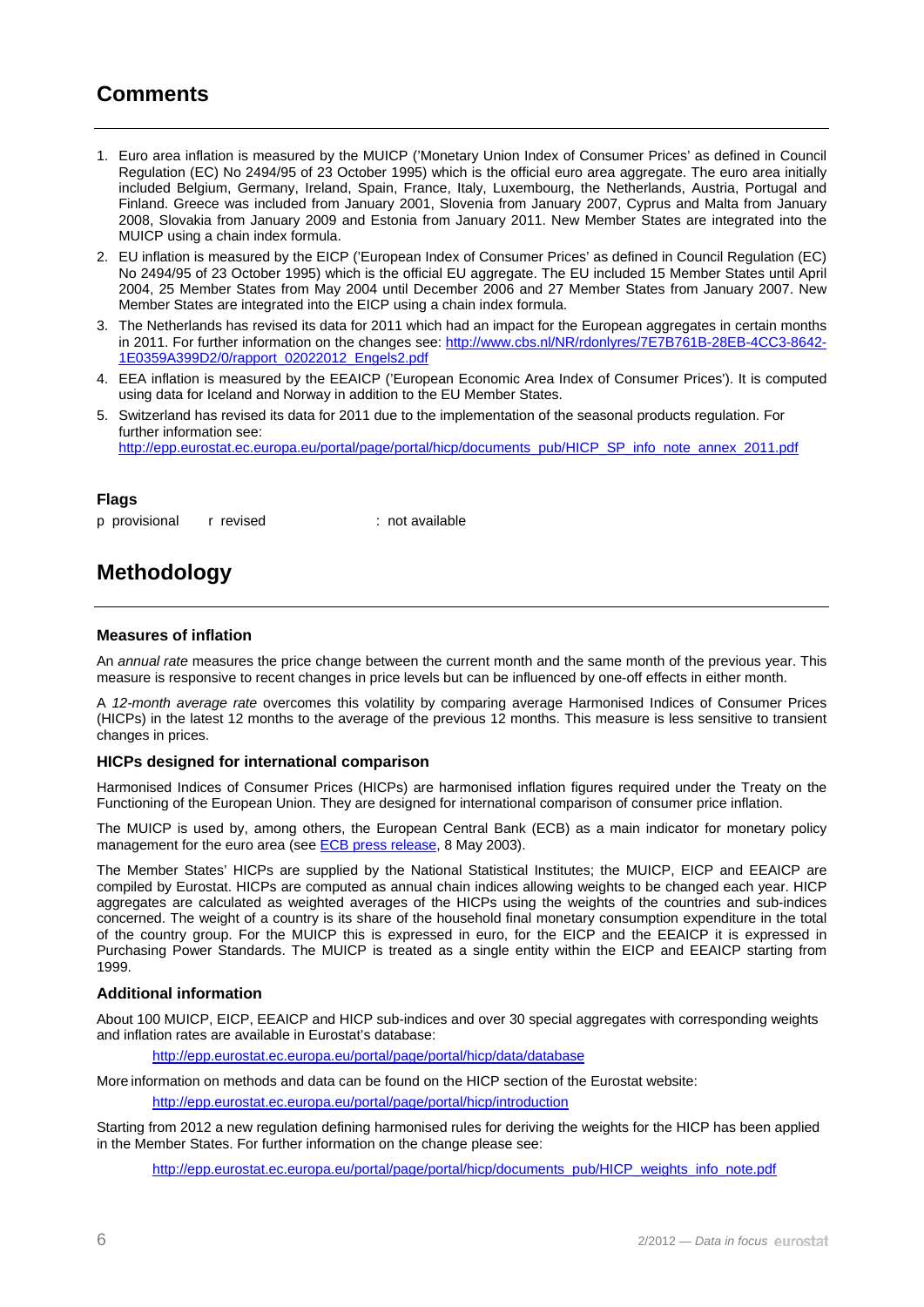## Comments

1. Euro area inflation is measured by the MUICP ('Monetary Union Index of Consumer Prices' as defined in Council Regulation (EC) No 2494/95 of 23 October 1995) which is the official euro area aggregate. The euro area initially included Belgium, Germany, Ireland, Spain, France, Italy, Luxembourg, the Netherlands, Austria, Portugal and Finland. Greece was included from January 2001, Slovenia from January 2007, Cyprus and Malta from January 2008, Slovakia from January 2009 and Estonia from January 2011. New Member States are integrated into the MUICP using a chain index formula.
2. EU inflation is measured by the EICP ('European Index of Consumer Prices' as defined in Council Regulation (EC) No 2494/95 of 23 October 1995) which is the official EU aggregate. The EU included 15 Member States until April 2004, 25 Member States from May 2004 until December 2006 and 27 Member States from January 2007. New Member States are integrated into the EICP using a chain index formula.
3. The Netherlands has revised its data for 2011 which had an impact for the European aggregates in certain months in 2011. For further information on the changes see: http://www.cbs.nl/NR/rdonlyres/7E7B761B-28EB-4CC3-8642-1E0359A399D2/0/rapport_02022012_Engels2.pdf
4. EEA inflation is measured by the EEAICP ('European Economic Area Index of Consumer Prices'). It is computed using data for Iceland and Norway in addition to the EU Member States.
5. Switzerland has revised its data for 2011 due to the implementation of the seasonal products regulation. For further information see: http://epp.eurostat.ec.europa.eu/portal/page/portal/hicp/documents_pub/HICP_SP_info_note_annex_2011.pdf

### Flags

p provisional    r revised    : not available

## Methodology

### Measures of inflation

An *annual rate* measures the price change between the current month and the same month of the previous year. This measure is responsive to recent changes in price levels but can be influenced by one-off effects in either month.

A *12-month average rate* overcomes this volatility by comparing average Harmonised Indices of Consumer Prices (HICPs) in the latest 12 months to the average of the previous 12 months. This measure is less sensitive to transient changes in prices.

### HICPs designed for international comparison

Harmonised Indices of Consumer Prices (HICPs) are harmonised inflation figures required under the Treaty on the Functioning of the European Union. They are designed for international comparison of consumer price inflation.

The MUICP is used by, among others, the European Central Bank (ECB) as a main indicator for monetary policy management for the euro area (see ECB press release, 8 May 2003).

The Member States' HICPs are supplied by the National Statistical Institutes; the MUICP, EICP and EEAICP are compiled by Eurostat. HICPs are computed as annual chain indices allowing weights to be changed each year. HICP aggregates are calculated as weighted averages of the HICPs using the weights of the countries and sub-indices concerned. The weight of a country is its share of the household final monetary consumption expenditure in the total of the country group. For the MUICP this is expressed in euro, for the EICP and the EEAICP it is expressed in Purchasing Power Standards. The MUICP is treated as a single entity within the EICP and EEAICP starting from 1999.

### Additional information

About 100 MUICP, EICP, EEAICP and HICP sub-indices and over 30 special aggregates with corresponding weights and inflation rates are available in Eurostat's database:

http://epp.eurostat.ec.europa.eu/portal/page/portal/hicp/data/database

More information on methods and data can be found on the HICP section of the Eurostat website:

http://epp.eurostat.ec.europa.eu/portal/page/portal/hicp/introduction

Starting from 2012 a new regulation defining harmonised rules for deriving the weights for the HICP has been applied in the Member States. For further information on the change please see:

http://epp.eurostat.ec.europa.eu/portal/page/portal/hicp/documents_pub/HICP_weights_info_note.pdf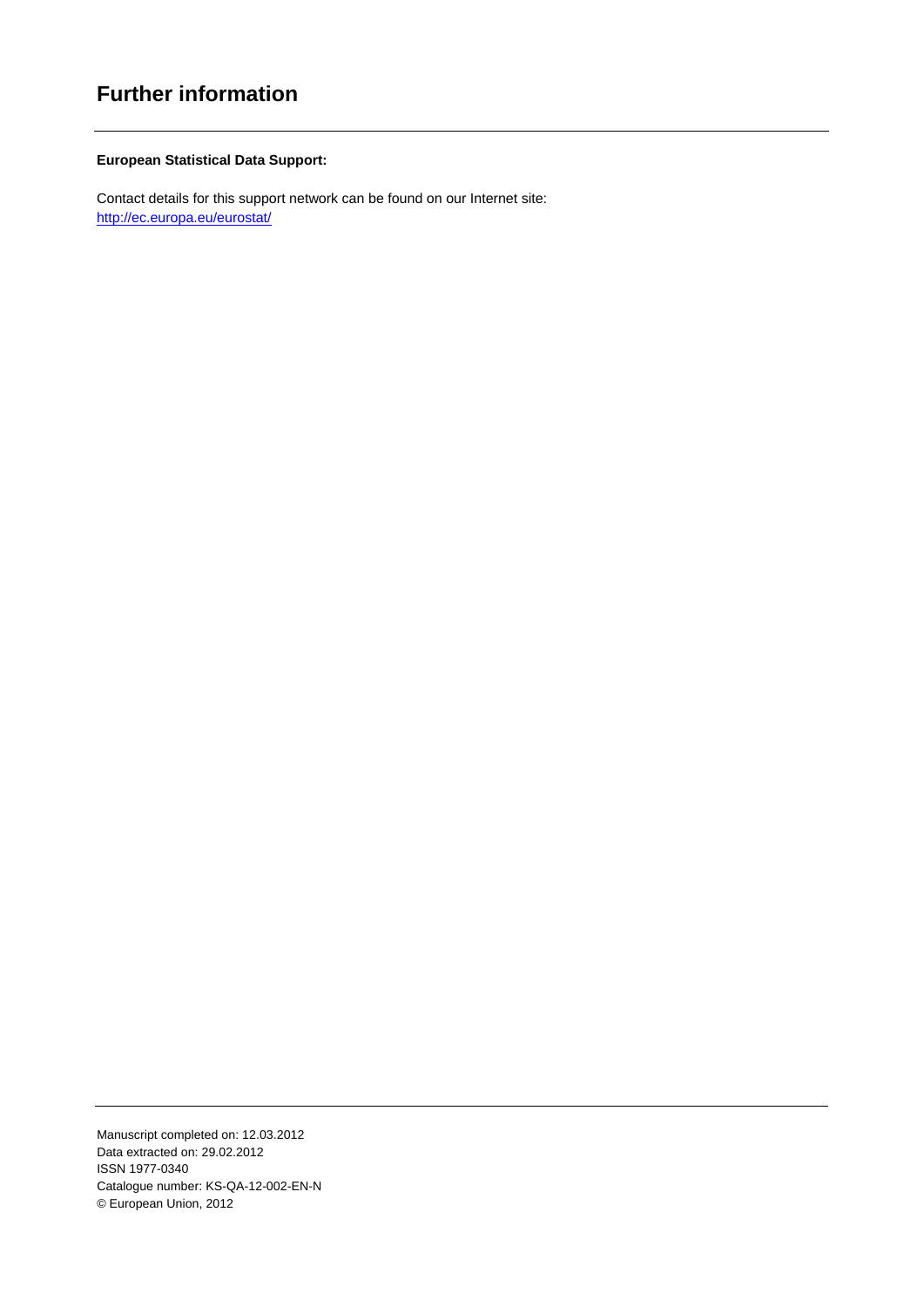# Further information

**European Statistical Data Support:**

Contact details for this support network can be found on our Internet site:
http://ec.europa.eu/eurostat/

Manuscript completed on: 12.03.2012
Data extracted on: 29.02.2012
ISSN 1977-0340
Catalogue number: KS-QA-12-002-EN-N
© European Union, 2012